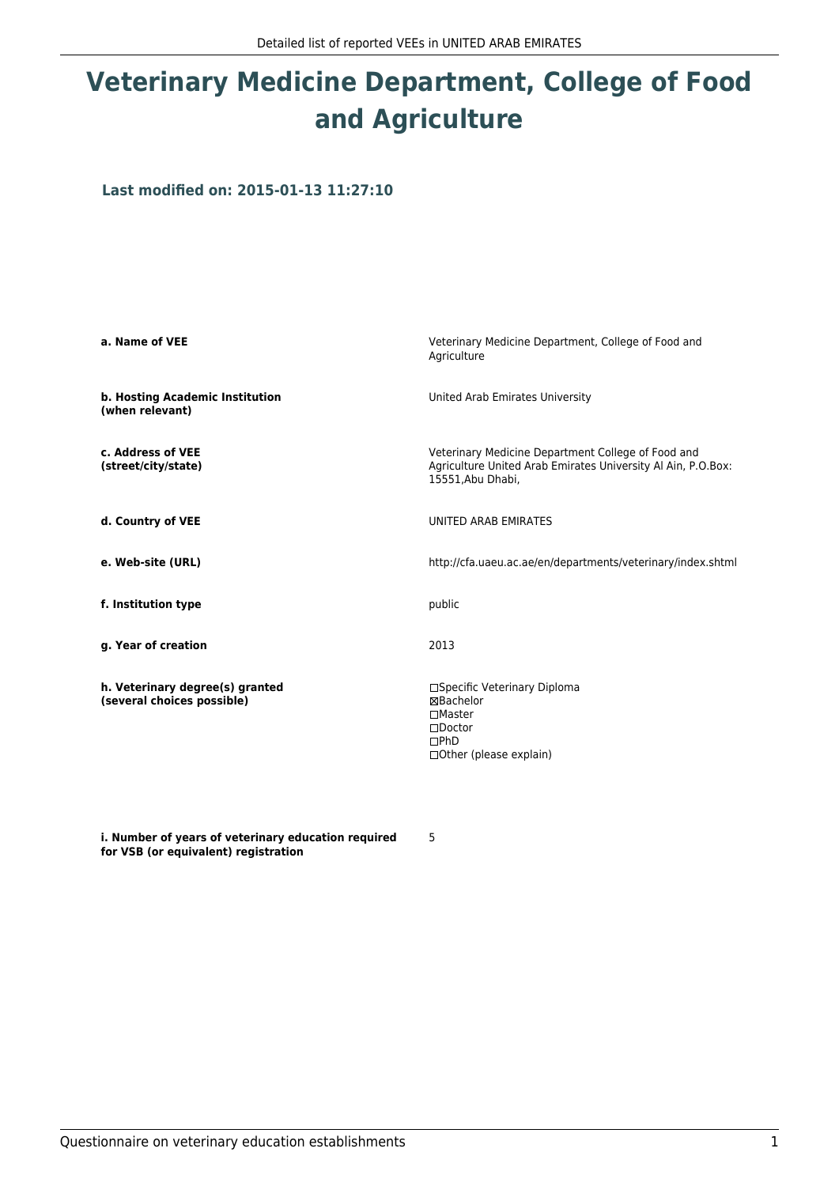# Veterinary Medicine Department, College of Food and Agriculture

**Last modified on: 2015-01-13 11:27:10**

| | |
|---|---|
| **a. Name of VEE** | Veterinary Medicine Department, College of Food and Agriculture |
| **b. Hosting Academic Institution (when relevant)** | United Arab Emirates University |
| **c. Address of VEE (street/city/state)** | Veterinary Medicine Department College of Food and Agriculture United Arab Emirates University Al Ain, P.O.Box: 15551,Abu Dhabi, |
| **d. Country of VEE** | UNITED ARAB EMIRATES |
| **e. Web-site (URL)** | http://cfa.uaeu.ac.ae/en/departments/veterinary/index.shtml |
| **f. Institution type** | public |
| **g. Year of creation** | 2013 |
| **h. Veterinary degree(s) granted (several choices possible)** | ☐Specific Veterinary Diploma<br>☒Bachelor<br>☐Master<br>☐Doctor<br>☐PhD<br>☐Other (please explain) |
| **i. Number of years of veterinary education required for VSB (or equivalent) registration** | 5 |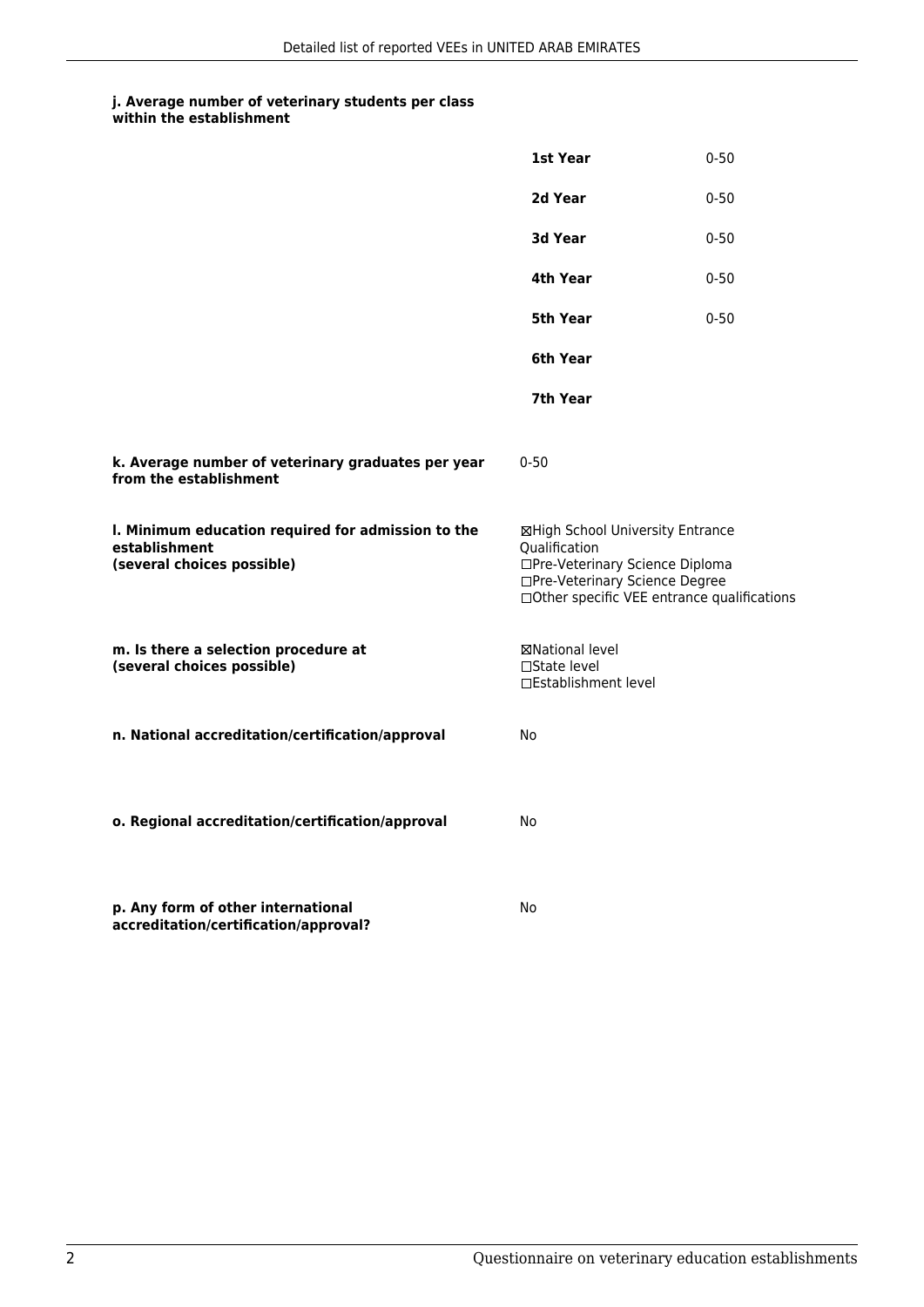**j. Average number of veterinary students per class within the establishment**

| | |
|---|---|
| **1st Year** | 0-50 |
| **2d Year** | 0-50 |
| **3d Year** | 0-50 |
| **4th Year** | 0-50 |
| **5th Year** | 0-50 |
| **6th Year** | |
| **7th Year** | |

**k. Average number of veterinary graduates per year from the establishment**

0-50

**l. Minimum education required for admission to the establishment (several choices possible)**

☒High School University Entrance Qualification
☐Pre-Veterinary Science Diploma
☐Pre-Veterinary Science Degree
☐Other specific VEE entrance qualifications

**m. Is there a selection procedure at (several choices possible)**

☒National level
☐State level
☐Establishment level

**n. National accreditation/certification/approval**

No

**o. Regional accreditation/certification/approval**

No

**p. Any form of other international accreditation/certification/approval?**

No